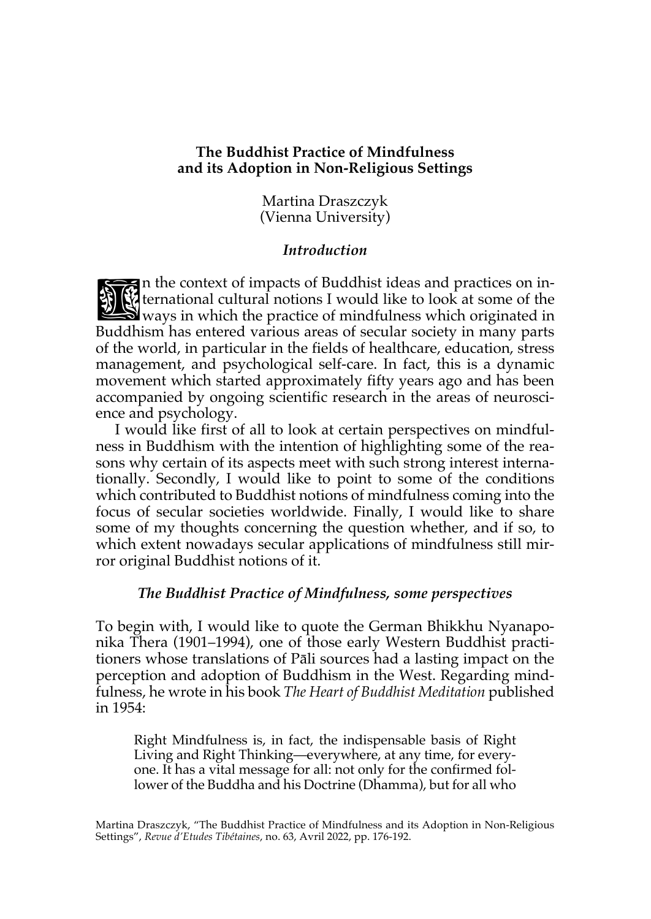**The Buddhist Practice of Mindfulness and its Adoption in Non-Religious Settings**

Martina Draszczyk
(Vienna University)

## *Introduction*

In the context of impacts of Buddhist ideas and practices on international cultural notions I would like to look at some of the ways in which the practice of mindfulness which originated in Buddhism has entered various areas of secular society in many parts of the world, in particular in the fields of healthcare, education, stress management, and psychological self-care. In fact, this is a dynamic movement which started approximately fifty years ago and has been accompanied by ongoing scientific research in the areas of neuroscience and psychology.

I would like first of all to look at certain perspectives on mindfulness in Buddhism with the intention of highlighting some of the reasons why certain of its aspects meet with such strong interest internationally. Secondly, I would like to point to some of the conditions which contributed to Buddhist notions of mindfulness coming into the focus of secular societies worldwide. Finally, I would like to share some of my thoughts concerning the question whether, and if so, to which extent nowadays secular applications of mindfulness still mirror original Buddhist notions of it.

## *The Buddhist Practice of Mindfulness, some perspectives*

To begin with, I would like to quote the German Bhikkhu Nyanaponika Thera (1901–1994), one of those early Western Buddhist practitioners whose translations of Pāli sources had a lasting impact on the perception and adoption of Buddhism in the West. Regarding mindfulness, he wrote in his book *The Heart of Buddhist Meditation* published in 1954:

> Right Mindfulness is, in fact, the indispensable basis of Right Living and Right Thinking—everywhere, at any time, for everyone. It has a vital message for all: not only for the confirmed follower of the Buddha and his Doctrine (Dhamma), but for all who

Martina Draszczyk, "The Buddhist Practice of Mindfulness and its Adoption in Non-Religious Settings", *Revue d'Etudes Tibétaines*, no. 63, Avril 2022, pp. 176-192.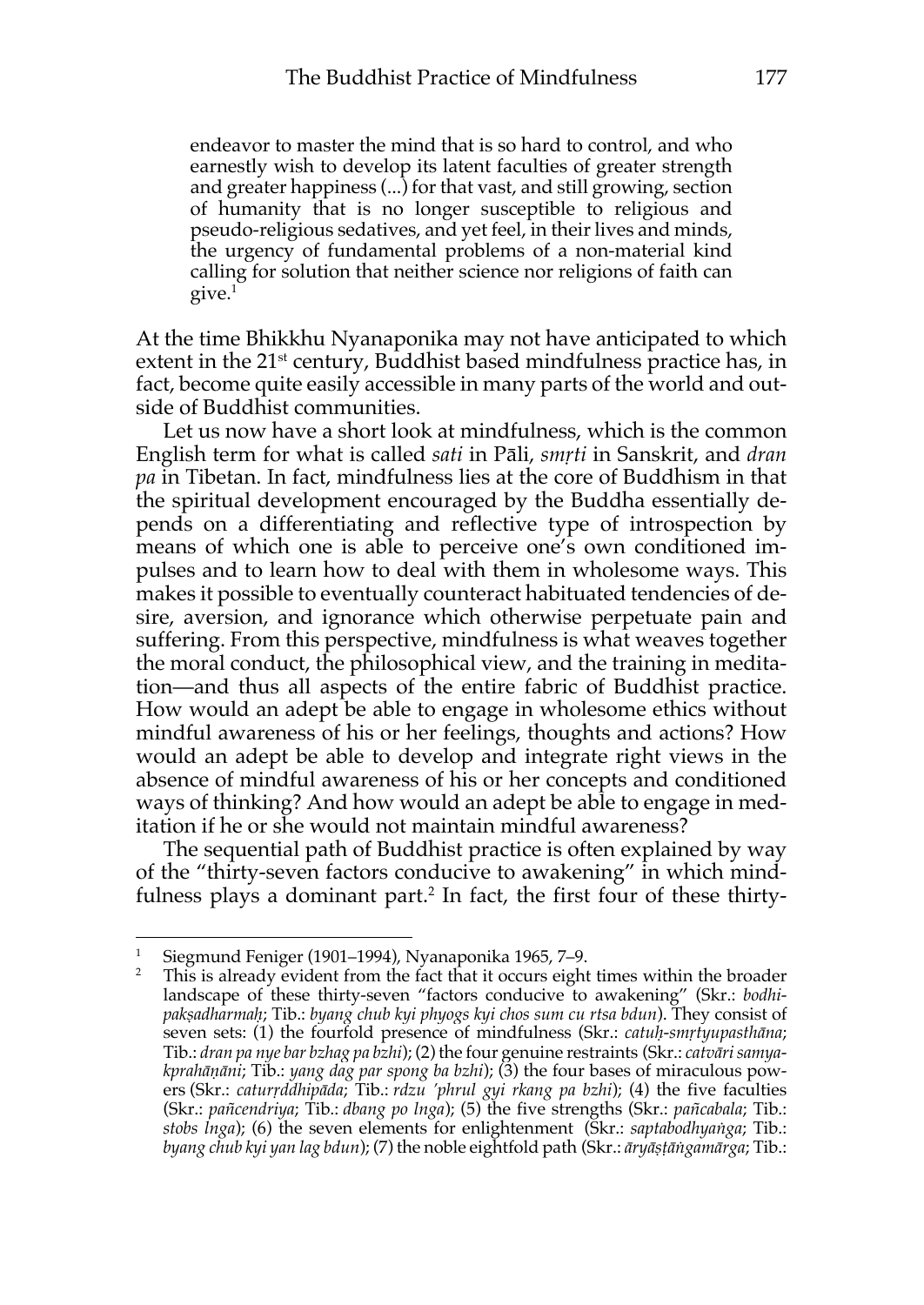endeavor to master the mind that is so hard to control, and who earnestly wish to develop its latent faculties of greater strength and greater happiness (...) for that vast, and still growing, section of humanity that is no longer susceptible to religious and pseudo-religious sedatives, and yet feel, in their lives and minds, the urgency of fundamental problems of a non-material kind calling for solution that neither science nor religions of faith can give.[1]

At the time Bhikkhu Nyanaponika may not have anticipated to which extent in the 21st century, Buddhist based mindfulness practice has, in fact, become quite easily accessible in many parts of the world and outside of Buddhist communities.

Let us now have a short look at mindfulness, which is the common English term for what is called *sati* in Pāli, *smṛti* in Sanskrit, and *dran pa* in Tibetan. In fact, mindfulness lies at the core of Buddhism in that the spiritual development encouraged by the Buddha essentially depends on a differentiating and reflective type of introspection by means of which one is able to perceive one's own conditioned impulses and to learn how to deal with them in wholesome ways. This makes it possible to eventually counteract habituated tendencies of desire, aversion, and ignorance which otherwise perpetuate pain and suffering. From this perspective, mindfulness is what weaves together the moral conduct, the philosophical view, and the training in meditation—and thus all aspects of the entire fabric of Buddhist practice. How would an adept be able to engage in wholesome ethics without mindful awareness of his or her feelings, thoughts and actions? How would an adept be able to develop and integrate right views in the absence of mindful awareness of his or her concepts and conditioned ways of thinking? And how would an adept be able to engage in meditation if he or she would not maintain mindful awareness?

The sequential path of Buddhist practice is often explained by way of the "thirty-seven factors conducive to awakening" in which mindfulness plays a dominant part.[2] In fact, the first four of these thirty-

---

[1] Siegmund Feniger (1901–1994), Nyanaponika 1965, 7–9.

[2] This is already evident from the fact that it occurs eight times within the broader landscape of these thirty-seven "factors conducive to awakening" (Skr.: *bodhipakṣadharmaḥ*; Tib.: *byang chub kyi phyogs kyi chos sum cu rtsa bdun*). They consist of seven sets: (1) the fourfold presence of mindfulness (Skr.: *catuḥ-smṛtyupasthāna*; Tib.: *dran pa nye bar bzhag pa bzhi*); (2) the four genuine restraints (Skr.: *catvāri samyakprahāṇāni*; Tib.: *yang dag par spong ba bzhi*); (3) the four bases of miraculous powers (Skr.: *caturṛddhipāda*; Tib.: *rdzu 'phrul gyi rkang pa bzhi*); (4) the five faculties (Skr.: *pañcendriya*; Tib.: *dbang po lnga*); (5) the five strengths (Skr.: *pañcabala*; Tib.: *stobs lnga*); (6) the seven elements for enlightenment (Skr.: *saptabodhyaṅga*; Tib.: *byang chub kyi yan lag bdun*); (7) the noble eightfold path (Skr.: *āryāṣṭāṅgamārga*; Tib.: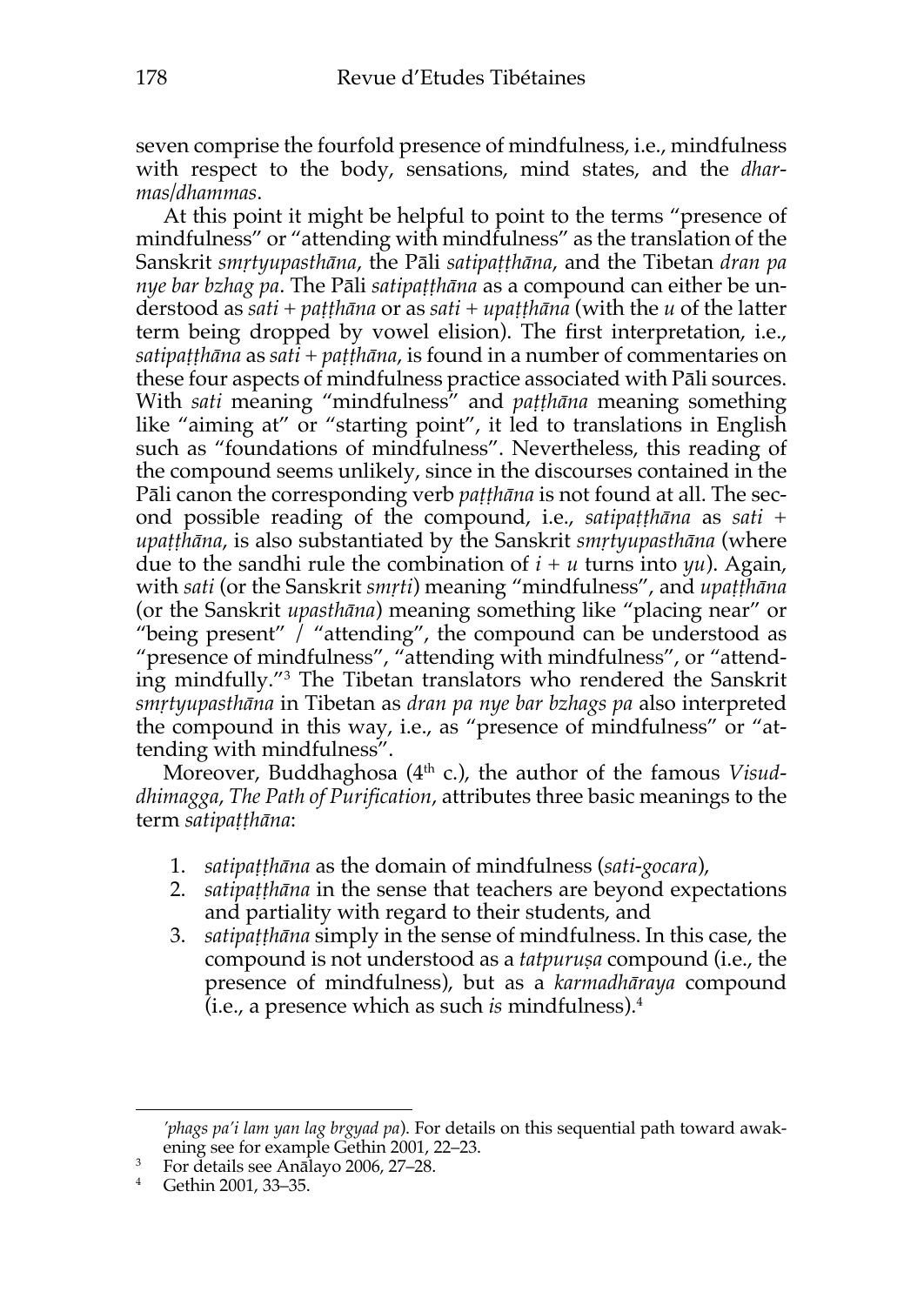seven comprise the fourfold presence of mindfulness, i.e., mindfulness with respect to the body, sensations, mind states, and the *dharmas/dhammas*.

At this point it might be helpful to point to the terms "presence of mindfulness" or "attending with mindfulness" as the translation of the Sanskrit *smṛtyupasthāna*, the Pāli *satipaṭṭhāna*, and the Tibetan *dran pa nye bar bzhag pa*. The Pāli *satipaṭṭhāna* as a compound can either be understood as *sati* + *paṭṭhāna* or as *sati* + *upaṭṭhāna* (with the *u* of the latter term being dropped by vowel elision). The first interpretation, i.e., *satipaṭṭhāna* as *sati* + *paṭṭhāna*, is found in a number of commentaries on these four aspects of mindfulness practice associated with Pāli sources. With *sati* meaning "mindfulness" and *paṭṭhāna* meaning something like "aiming at" or "starting point", it led to translations in English such as "foundations of mindfulness". Nevertheless, this reading of the compound seems unlikely, since in the discourses contained in the Pāli canon the corresponding verb *paṭṭhāna* is not found at all. The second possible reading of the compound, i.e., *satipaṭṭhāna* as *sati* + *upaṭṭhāna*, is also substantiated by the Sanskrit *smṛtyupasthāna* (where due to the sandhi rule the combination of *i* + *u* turns into *yu*). Again, with *sati* (or the Sanskrit *smṛti*) meaning "mindfulness", and *upaṭṭhāna* (or the Sanskrit *upasthāna*) meaning something like "placing near" or "being present" / "attending", the compound can be understood as "presence of mindfulness", "attending with mindfulness", or "attending mindfully."[3] The Tibetan translators who rendered the Sanskrit *smṛtyupasthāna* in Tibetan as *dran pa nye bar bzhags pa* also interpreted the compound in this way, i.e., as "presence of mindfulness" or "attending with mindfulness".

Moreover, Buddhaghosa (4th c.), the author of the famous *Visuddhimagga*, *The Path of Purification*, attributes three basic meanings to the term *satipaṭṭhāna*:

1. *satipaṭṭhāna* as the domain of mindfulness (*sati-gocara*),
2. *satipaṭṭhāna* in the sense that teachers are beyond expectations and partiality with regard to their students, and
3. *satipaṭṭhāna* simply in the sense of mindfulness. In this case, the compound is not understood as a *tatpuruṣa* compound (i.e., the presence of mindfulness), but as a *karmadhāraya* compound (i.e., a presence which as such *is* mindfulness).[4]

---

*'phags pa'i lam yan lag brgyad pa*). For details on this sequential path toward awakening see for example Gethin 2001, 22–23.

[3] For details see Anālayo 2006, 27–28.

[4] Gethin 2001, 33–35.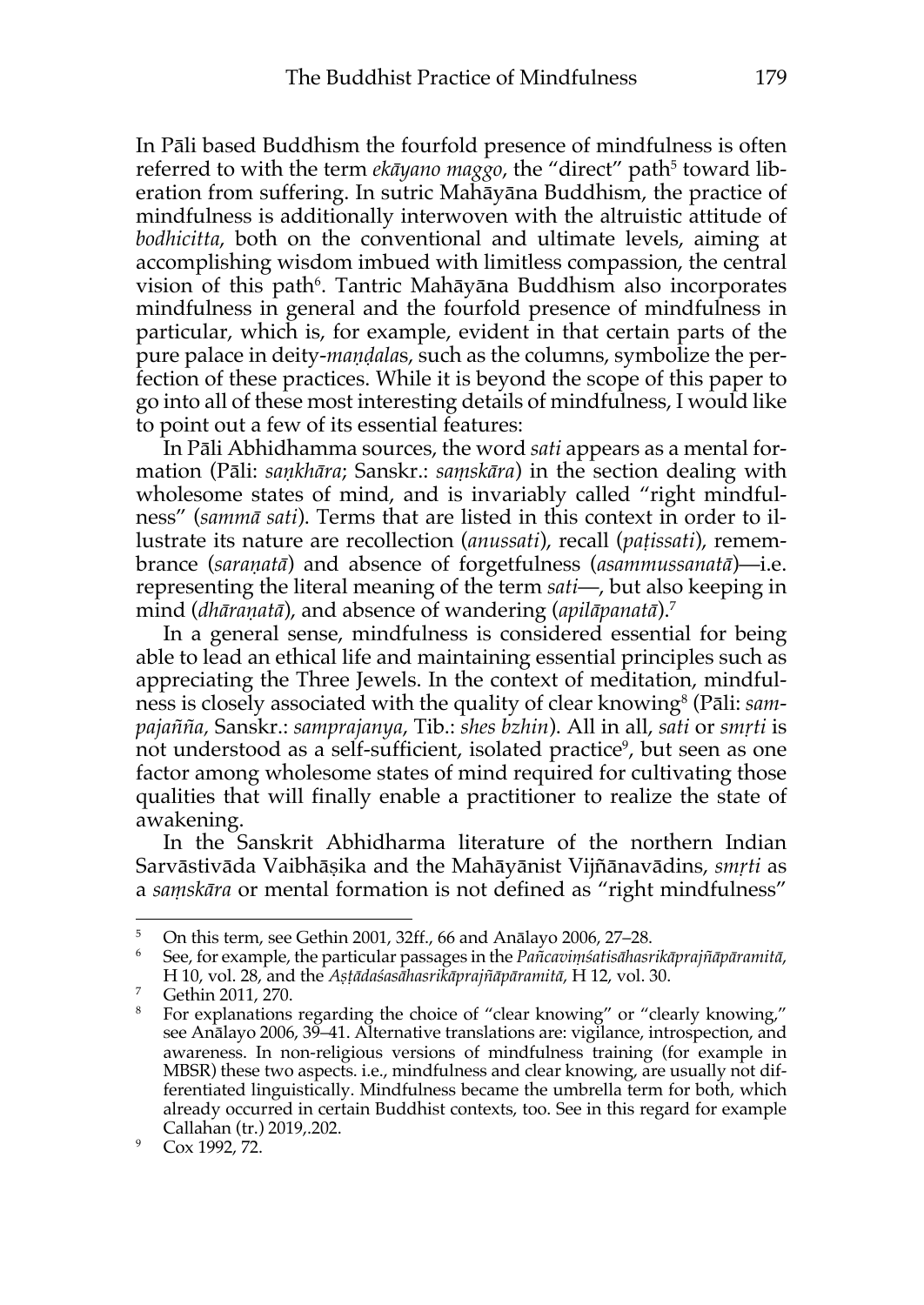In Pāli based Buddhism the fourfold presence of mindfulness is often referred to with the term *ekāyano maggo*, the "direct" path[5] toward liberation from suffering. In sutric Mahāyāna Buddhism, the practice of mindfulness is additionally interwoven with the altruistic attitude of *bodhicitta*, both on the conventional and ultimate levels, aiming at accomplishing wisdom imbued with limitless compassion, the central vision of this path[6]. Tantric Mahāyāna Buddhism also incorporates mindfulness in general and the fourfold presence of mindfulness in particular, which is, for example, evident in that certain parts of the pure palace in deity-*maṇḍala*s, such as the columns, symbolize the perfection of these practices. While it is beyond the scope of this paper to go into all of these most interesting details of mindfulness, I would like to point out a few of its essential features:

In Pāli Abhidhamma sources, the word *sati* appears as a mental formation (Pāli: *saṅkhāra*; Sanskr.: *saṃskāra*) in the section dealing with wholesome states of mind, and is invariably called "right mindfulness" (*sammā sati*). Terms that are listed in this context in order to illustrate its nature are recollection (*anussati*), recall (*paṭissati*), remembrance (*saraṇatā*) and absence of forgetfulness (*asammussanatā*)—i.e. representing the literal meaning of the term *sati*—, but also keeping in mind (*dhāraṇatā*), and absence of wandering (*apilāpanatā*).[7]

In a general sense, mindfulness is considered essential for being able to lead an ethical life and maintaining essential principles such as appreciating the Three Jewels. In the context of meditation, mindfulness is closely associated with the quality of clear knowing[8] (Pāli: *sampajañña*, Sanskr.: *samprajanya*, Tib.: *shes bzhin*). All in all, *sati* or *smṛti* is not understood as a self-sufficient, isolated practice[9], but seen as one factor among wholesome states of mind required for cultivating those qualities that will finally enable a practitioner to realize the state of awakening.

In the Sanskrit Abhidharma literature of the northern Indian Sarvāstivāda Vaibhāṣika and the Mahāyānist Vijñānavādins, *smṛti* as a *saṃskāra* or mental formation is not defined as "right mindfulness"

---

[5] On this term, see Gethin 2001, 32ff., 66 and Anālayo 2006, 27–28.

[6] See, for example, the particular passages in the *Pañcaviṃśatisāhasrikāprajñāpāramitā*, H 10, vol. 28, and the *Aṣṭādaśasāhasrikāprajñāpāramitā*, H 12, vol. 30.

[7] Gethin 2011, 270.

[8] For explanations regarding the choice of "clear knowing" or "clearly knowing," see Anālayo 2006, 39–41. Alternative translations are: vigilance, introspection, and awareness. In non-religious versions of mindfulness training (for example in MBSR) these two aspects. i.e., mindfulness and clear knowing, are usually not differentiated linguistically. Mindfulness became the umbrella term for both, which already occurred in certain Buddhist contexts, too. See in this regard for example Callahan (tr.) 2019,.202.

[9] Cox 1992, 72.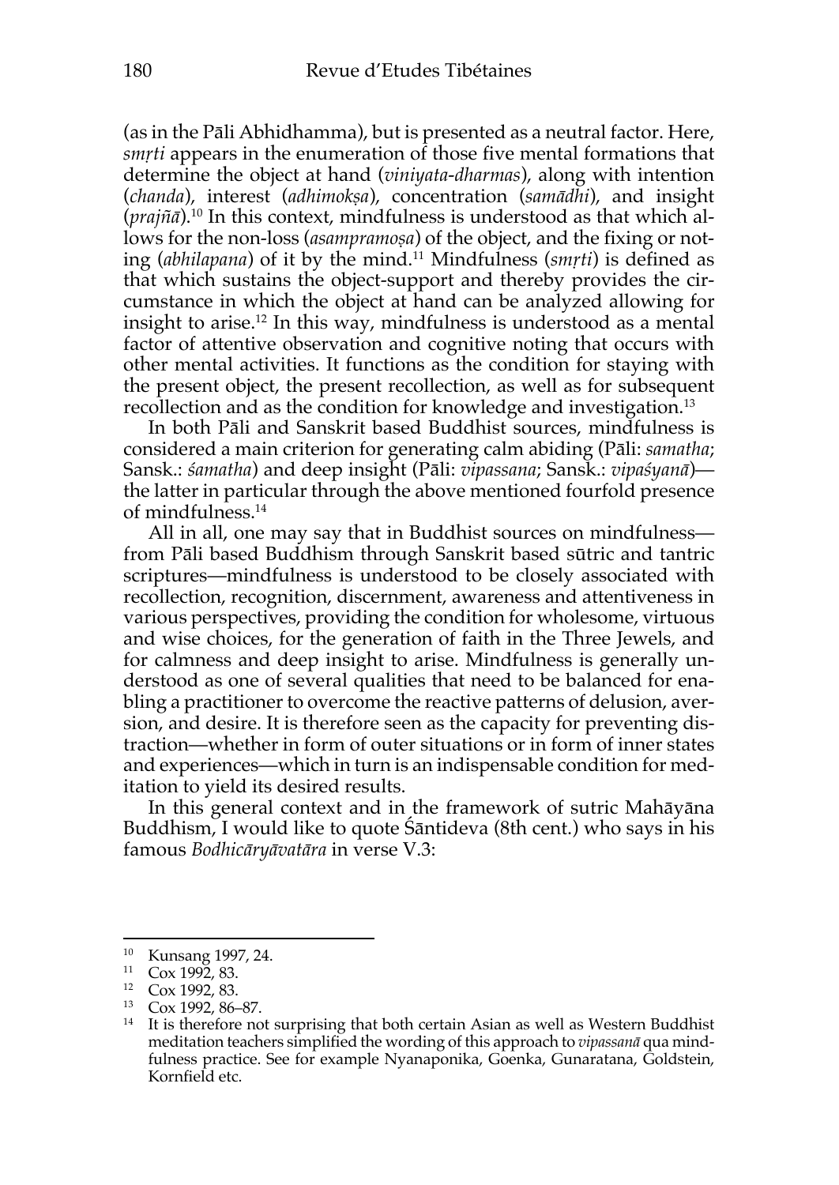(as in the Pāli Abhidhamma), but is presented as a neutral factor. Here, *smṛti* appears in the enumeration of those five mental formations that determine the object at hand (*viniyata-dharmas*), along with intention (*chanda*), interest (*adhimokṣa*), concentration (*samādhi*), and insight (*prajñā*).[10] In this context, mindfulness is understood as that which allows for the non-loss (*asampramoṣa*) of the object, and the fixing or noting (*abhilapana*) of it by the mind.[11] Mindfulness (*smṛti*) is defined as that which sustains the object-support and thereby provides the circumstance in which the object at hand can be analyzed allowing for insight to arise.[12] In this way, mindfulness is understood as a mental factor of attentive observation and cognitive noting that occurs with other mental activities. It functions as the condition for staying with the present object, the present recollection, as well as for subsequent recollection and as the condition for knowledge and investigation.[13]

In both Pāli and Sanskrit based Buddhist sources, mindfulness is considered a main criterion for generating calm abiding (Pāli: *samatha*; Sansk.: *śamatha*) and deep insight (Pāli: *vipassana*; Sansk.: *vipaśyanā*)—the latter in particular through the above mentioned fourfold presence of mindfulness.[14]

All in all, one may say that in Buddhist sources on mindfulness—from Pāli based Buddhism through Sanskrit based sūtric and tantric scriptures—mindfulness is understood to be closely associated with recollection, recognition, discernment, awareness and attentiveness in various perspectives, providing the condition for wholesome, virtuous and wise choices, for the generation of faith in the Three Jewels, and for calmness and deep insight to arise. Mindfulness is generally understood as one of several qualities that need to be balanced for enabling a practitioner to overcome the reactive patterns of delusion, aversion, and desire. It is therefore seen as the capacity for preventing distraction—whether in form of outer situations or in form of inner states and experiences—which in turn is an indispensable condition for meditation to yield its desired results.

In this general context and in the framework of sutric Mahāyāna Buddhism, I would like to quote Śāntideva (8th cent.) who says in his famous *Bodhicāryāvatāra* in verse V.3:

---

[10] Kunsang 1997, 24.

[11] Cox 1992, 83.

[12] Cox 1992, 83.

[13] Cox 1992, 86–87.

[14] It is therefore not surprising that both certain Asian as well as Western Buddhist meditation teachers simplified the wording of this approach to *vipassanā* qua mindfulness practice. See for example Nyanaponika, Goenka, Gunaratana, Goldstein, Kornfield etc.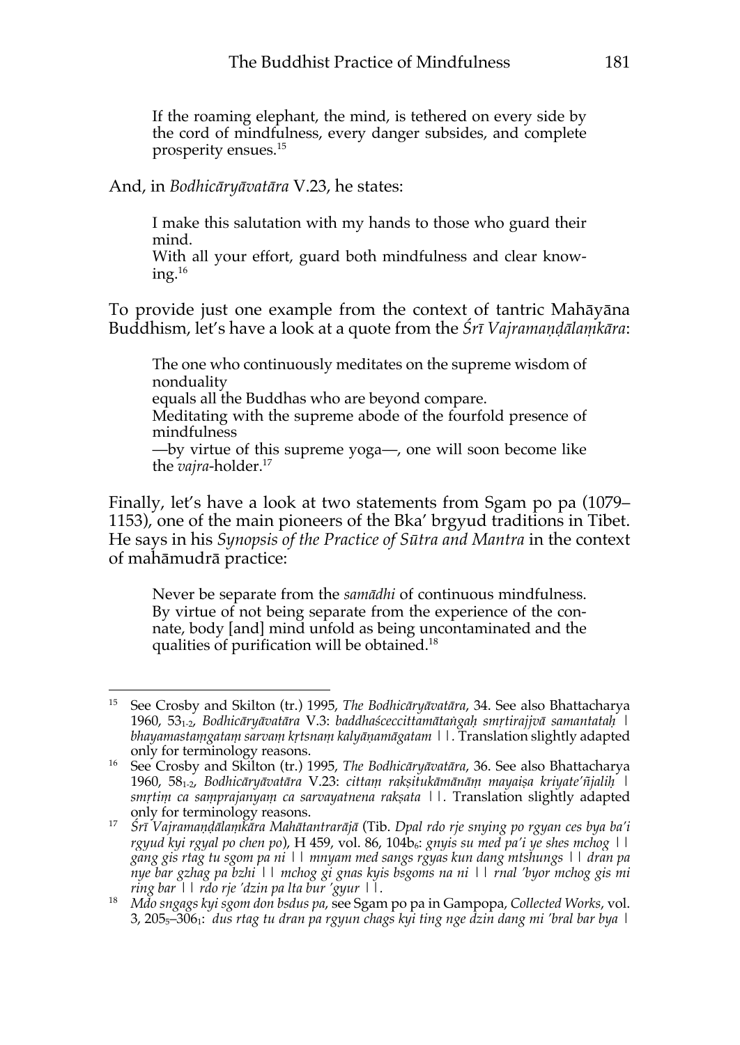> If the roaming elephant, the mind, is tethered on every side by the cord of mindfulness, every danger subsides, and complete prosperity ensues.[15]

And, in *Bodhicāryāvatāra* V.23, he states:

> I make this salutation with my hands to those who guard their mind.
> With all your effort, guard both mindfulness and clear knowing.[16]

To provide just one example from the context of tantric Mahāyāna Buddhism, let's have a look at a quote from the *Śrī Vajramaṇḍālaṃkāra*:

> The one who continuously meditates on the supreme wisdom of nonduality
> equals all the Buddhas who are beyond compare.
> Meditating with the supreme abode of the fourfold presence of mindfulness
> —by virtue of this supreme yoga—, one will soon become like the *vajra*-holder.[17]

Finally, let's have a look at two statements from Sgam po pa (1079–1153), one of the main pioneers of the Bka' brgyud traditions in Tibet. He says in his *Synopsis of the Practice of Sūtra and Mantra* in the context of mahāmudrā practice:

> Never be separate from the *samādhi* of continuous mindfulness. By virtue of not being separate from the experience of the connate, body [and] mind unfold as being uncontaminated and the qualities of purification will be obtained.[18]

---

[15] See Crosby and Skilton (tr.) 1995, *The Bodhicāryāvatāra*, 34. See also Bhattacharya 1960, $53_{1\text{-}2}$, *Bodhicāryāvatāra* V.3: *baddhaśceccittamātaṅgaḥ smṛtirajjvā samantataḥ | bhayamastaṃgataṃ sarvaṃ kṛtsnaṃ kalyāṇamāgatam ||*. Translation slightly adapted only for terminology reasons.

[16] See Crosby and Skilton (tr.) 1995, *The Bodhicāryāvatāra*, 36. See also Bhattacharya 1960, $58_{1\text{-}2}$, *Bodhicāryāvatāra* V.23: *cittaṃ rakṣitukāmānāṃ mayaiṣa kriyate'ñjaliḥ | smṛtiṃ ca saṃprajanyaṃ ca sarvayatnena rakṣata ||*. Translation slightly adapted only for terminology reasons.

[17] *Śrī Vajramaṇḍālaṃkāra Mahātantrarājā* (Tib. *Dpal rdo rje snying po rgyan ces bya ba'i rgyud kyi rgyal po chen po*), H 459, vol. 86, $104b_6$: *gnyis su med pa'i ye shes mchog || gang gis rtag tu sgom pa ni || mnyam med sangs rgyas kun dang mtshungs || dran pa nye bar gzhag pa bzhi || mchog gi gnas kyis bsgoms na ni || rnal 'byor mchog gis mi ring bar || rdo rje 'dzin pa lta bur 'gyur ||*.

[18] *Mdo sngags kyi sgom don bsdus pa*, see Sgam po pa in Gampopa, *Collected Works*, vol. 3, $205_5$–$306_1$: *dus rtag tu dran pa rgyun chags kyi ting nge dzin dang mi 'bral bar bya |*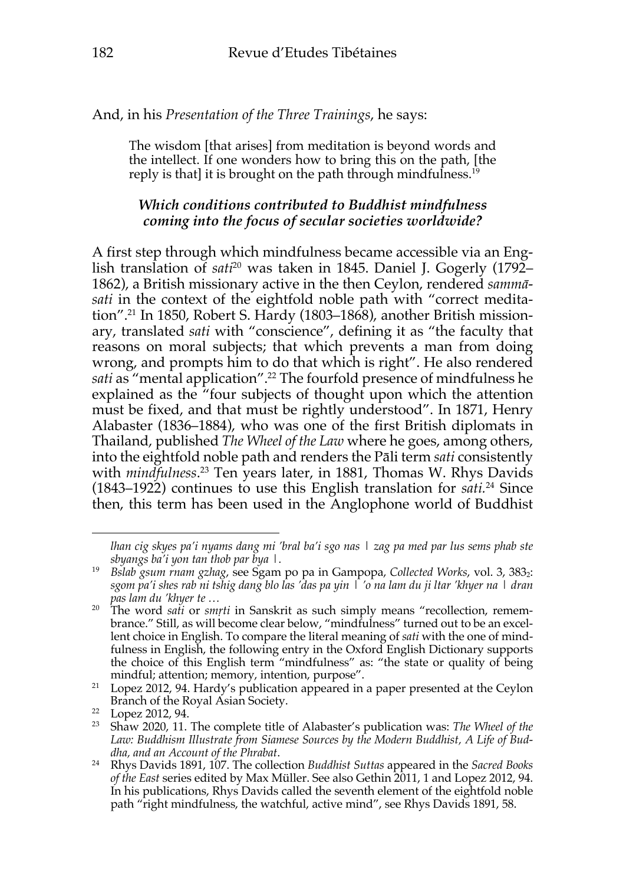And, in his *Presentation of the Three Trainings*, he says:

> The wisdom [that arises] from meditation is beyond words and the intellect. If one wonders how to bring this on the path, [the reply is that] it is brought on the path through mindfulness.[19]

### *Which conditions contributed to Buddhist mindfulness coming into the focus of secular societies worldwide?*

A first step through which mindfulness became accessible via an English translation of *sati*[20] was taken in 1845. Daniel J. Gogerly (1792–1862), a British missionary active in the then Ceylon, rendered *sammā-sati* in the context of the eightfold noble path with "correct meditation".[21] In 1850, Robert S. Hardy (1803–1868), another British missionary, translated *sati* with "conscience", defining it as "the faculty that reasons on moral subjects; that which prevents a man from doing wrong, and prompts him to do that which is right". He also rendered *sati* as "mental application".[22] The fourfold presence of mindfulness he explained as the "four subjects of thought upon which the attention must be fixed, and that must be rightly understood". In 1871, Henry Alabaster (1836–1884), who was one of the first British diplomats in Thailand, published *The Wheel of the Law* where he goes, among others, into the eightfold noble path and renders the Pāli term *sati* consistently with *mindfulness*.[23] Ten years later, in 1881, Thomas W. Rhys Davids (1843–1922) continues to use this English translation for *sati*.[24] Since then, this term has been used in the Anglophone world of Buddhist

---

*lhan cig skyes pa'i nyams dang mi 'bral ba'i sgo nas | zag pa med par lus sems phab ste sbyangs ba'i yon tan thob par bya |.*

[19] *Bslab gsum rnam gzhag*, see Sgam po pa in Gampopa, *Collected Works*, vol. 3, $383_2$: *sgom pa'i shes rab ni tshig dang blo las 'das pa yin | 'o na lam du ji ltar 'khyer na | dran pas lam du 'khyer te …*

[20] The word *sati* or *smṛti* in Sanskrit as such simply means "recollection, remembrance." Still, as will become clear below, "mindfulness" turned out to be an excellent choice in English. To compare the literal meaning of *sati* with the one of mindfulness in English, the following entry in the Oxford English Dictionary supports the choice of this English term "mindfulness" as: "the state or quality of being mindful; attention; memory, intention, purpose".

[21] Lopez 2012, 94. Hardy's publication appeared in a paper presented at the Ceylon Branch of the Royal Asian Society.

[22] Lopez 2012, 94.

[23] Shaw 2020, 11. The complete title of Alabaster's publication was: *The Wheel of the Law: Buddhism Illustrate from Siamese Sources by the Modern Buddhist, A Life of Buddha, and an Account of the Phrabat*.

[24] Rhys Davids 1891, 107. The collection *Buddhist Suttas* appeared in the *Sacred Books of the East* series edited by Max Müller. See also Gethin 2011, 1 and Lopez 2012, 94. In his publications, Rhys Davids called the seventh element of the eightfold noble path "right mindfulness, the watchful, active mind", see Rhys Davids 1891, 58.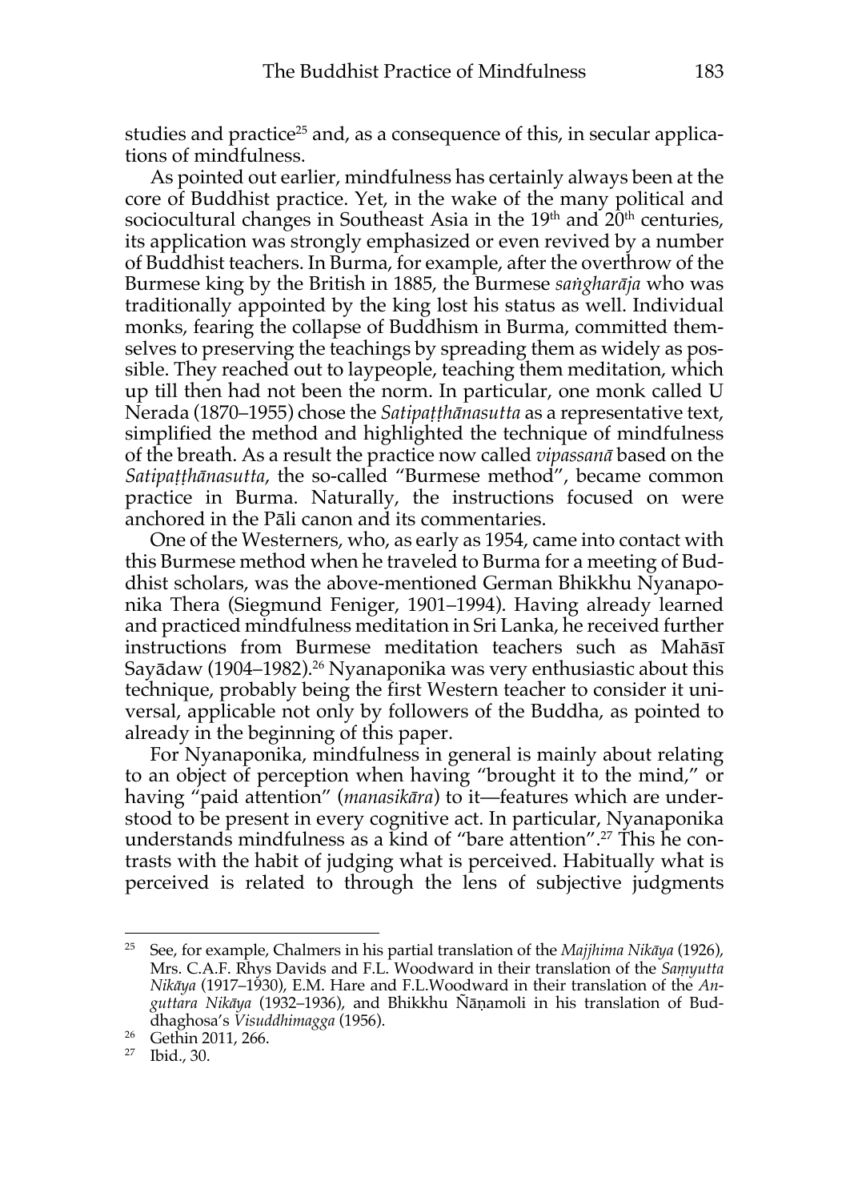studies and practice[25] and, as a consequence of this, in secular applications of mindfulness.

As pointed out earlier, mindfulness has certainly always been at the core of Buddhist practice. Yet, in the wake of the many political and sociocultural changes in Southeast Asia in the 19th and 20th centuries, its application was strongly emphasized or even revived by a number of Buddhist teachers. In Burma, for example, after the overthrow of the Burmese king by the British in 1885, the Burmese *saṅgharāja* who was traditionally appointed by the king lost his status as well. Individual monks, fearing the collapse of Buddhism in Burma, committed themselves to preserving the teachings by spreading them as widely as possible. They reached out to laypeople, teaching them meditation, which up till then had not been the norm. In particular, one monk called U Nerada (1870–1955) chose the *Satipaṭṭhānasutta* as a representative text, simplified the method and highlighted the technique of mindfulness of the breath. As a result the practice now called *vipassanā* based on the *Satipaṭṭhānasutta*, the so-called "Burmese method", became common practice in Burma. Naturally, the instructions focused on were anchored in the Pāli canon and its commentaries.

One of the Westerners, who, as early as 1954, came into contact with this Burmese method when he traveled to Burma for a meeting of Buddhist scholars, was the above-mentioned German Bhikkhu Nyanaponika Thera (Siegmund Feniger, 1901–1994). Having already learned and practiced mindfulness meditation in Sri Lanka, he received further instructions from Burmese meditation teachers such as Mahāsī Sayādaw (1904–1982).[26] Nyanaponika was very enthusiastic about this technique, probably being the first Western teacher to consider it universal, applicable not only by followers of the Buddha, as pointed to already in the beginning of this paper.

For Nyanaponika, mindfulness in general is mainly about relating to an object of perception when having "brought it to the mind," or having "paid attention" (*manasikāra*) to it—features which are understood to be present in every cognitive act. In particular, Nyanaponika understands mindfulness as a kind of "bare attention".[27] This he contrasts with the habit of judging what is perceived. Habitually what is perceived is related to through the lens of subjective judgments

---

[25] See, for example, Chalmers in his partial translation of the *Majjhima Nikāya* (1926), Mrs. C.A.F. Rhys Davids and F.L. Woodward in their translation of the *Saṃyutta Nikāya* (1917–1930), E.M. Hare and F.L.Woodward in their translation of the *Anguttara Nikāya* (1932–1936), and Bhikkhu Ñāṇamoli in his translation of Buddhaghosa's *Visuddhimagga* (1956).

[26] Gethin 2011, 266.

[27] Ibid., 30.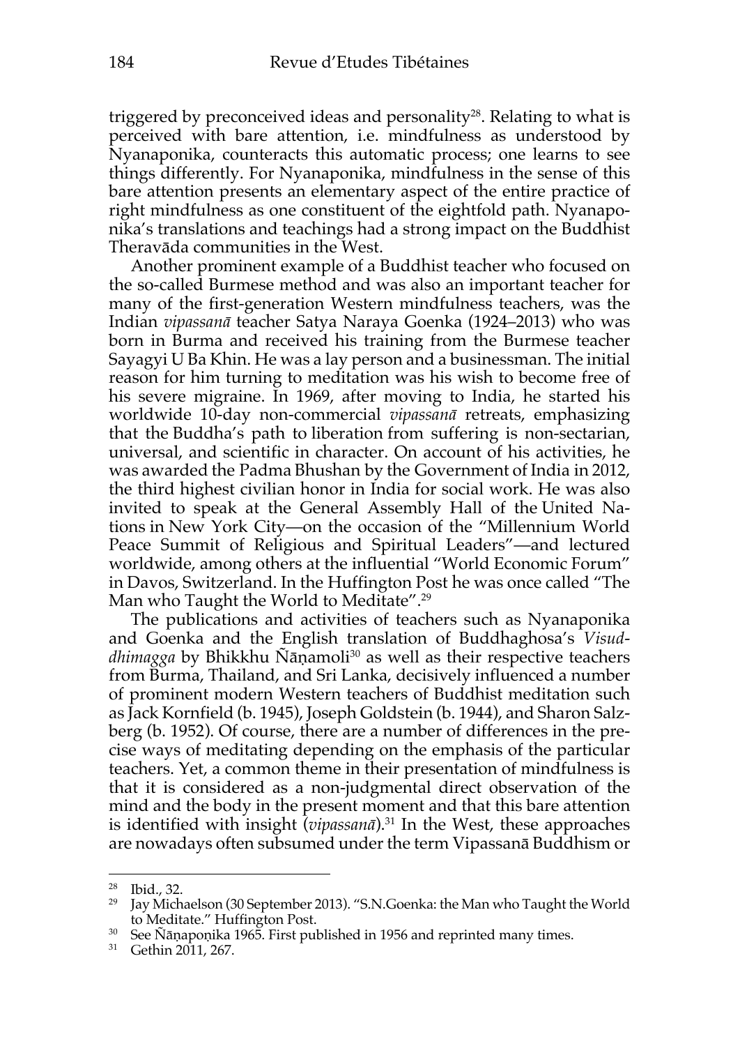triggered by preconceived ideas and personality[28]. Relating to what is perceived with bare attention, i.e. mindfulness as understood by Nyanaponika, counteracts this automatic process; one learns to see things differently. For Nyanaponika, mindfulness in the sense of this bare attention presents an elementary aspect of the entire practice of right mindfulness as one constituent of the eightfold path. Nyanaponika's translations and teachings had a strong impact on the Buddhist Theravāda communities in the West.

Another prominent example of a Buddhist teacher who focused on the so-called Burmese method and was also an important teacher for many of the first-generation Western mindfulness teachers, was the Indian *vipassanā* teacher Satya Naraya Goenka (1924–2013) who was born in Burma and received his training from the Burmese teacher Sayagyi U Ba Khin. He was a lay person and a businessman. The initial reason for him turning to meditation was his wish to become free of his severe migraine. In 1969, after moving to India, he started his worldwide 10-day non-commercial *vipassanā* retreats, emphasizing that the Buddha's path to liberation from suffering is non-sectarian, universal, and scientific in character. On account of his activities, he was awarded the Padma Bhushan by the Government of India in 2012, the third highest civilian honor in India for social work. He was also invited to speak at the General Assembly Hall of the United Nations in New York City—on the occasion of the "Millennium World Peace Summit of Religious and Spiritual Leaders"—and lectured worldwide, among others at the influential "World Economic Forum" in Davos, Switzerland. In the Huffington Post he was once called "The Man who Taught the World to Meditate".[29]

The publications and activities of teachers such as Nyanaponika and Goenka and the English translation of Buddhaghosa's *Visuddhimagga* by Bhikkhu Ñāṇamoli[30] as well as their respective teachers from Burma, Thailand, and Sri Lanka, decisively influenced a number of prominent modern Western teachers of Buddhist meditation such as Jack Kornfield (b. 1945), Joseph Goldstein (b. 1944), and Sharon Salzberg (b. 1952). Of course, there are a number of differences in the precise ways of meditating depending on the emphasis of the particular teachers. Yet, a common theme in their presentation of mindfulness is that it is considered as a non-judgmental direct observation of the mind and the body in the present moment and that this bare attention is identified with insight (*vipassanā*).[31] In the West, these approaches are nowadays often subsumed under the term Vipassanā Buddhism or

---

[28] Ibid., 32.

[29] Jay Michaelson (30 September 2013). "S.N.Goenka: the Man who Taught the World to Meditate." Huffington Post.

[30] See Ñāṇapoṇika 1965. First published in 1956 and reprinted many times.

[31] Gethin 2011, 267.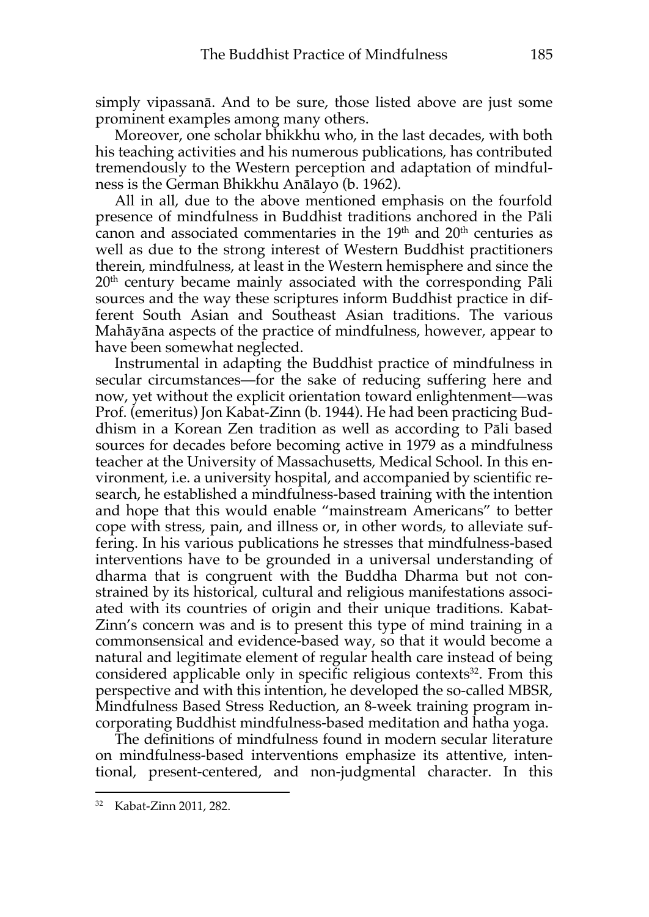simply vipassanā. And to be sure, those listed above are just some prominent examples among many others.

Moreover, one scholar bhikkhu who, in the last decades, with both his teaching activities and his numerous publications, has contributed tremendously to the Western perception and adaptation of mindfulness is the German Bhikkhu Anālayo (b. 1962).

All in all, due to the above mentioned emphasis on the fourfold presence of mindfulness in Buddhist traditions anchored in the Pāli canon and associated commentaries in the 19th and 20th centuries as well as due to the strong interest of Western Buddhist practitioners therein, mindfulness, at least in the Western hemisphere and since the 20th century became mainly associated with the corresponding Pāli sources and the way these scriptures inform Buddhist practice in different South Asian and Southeast Asian traditions. The various Mahāyāna aspects of the practice of mindfulness, however, appear to have been somewhat neglected.

Instrumental in adapting the Buddhist practice of mindfulness in secular circumstances—for the sake of reducing suffering here and now, yet without the explicit orientation toward enlightenment—was Prof. (emeritus) Jon Kabat-Zinn (b. 1944). He had been practicing Buddhism in a Korean Zen tradition as well as according to Pāli based sources for decades before becoming active in 1979 as a mindfulness teacher at the University of Massachusetts, Medical School. In this environment, i.e. a university hospital, and accompanied by scientific research, he established a mindfulness-based training with the intention and hope that this would enable "mainstream Americans" to better cope with stress, pain, and illness or, in other words, to alleviate suffering. In his various publications he stresses that mindfulness-based interventions have to be grounded in a universal understanding of dharma that is congruent with the Buddha Dharma but not constrained by its historical, cultural and religious manifestations associated with its countries of origin and their unique traditions. Kabat-Zinn's concern was and is to present this type of mind training in a commonsensical and evidence-based way, so that it would become a natural and legitimate element of regular health care instead of being considered applicable only in specific religious contexts[32]. From this perspective and with this intention, he developed the so-called MBSR, Mindfulness Based Stress Reduction, an 8-week training program incorporating Buddhist mindfulness-based meditation and hatha yoga.

The definitions of mindfulness found in modern secular literature on mindfulness-based interventions emphasize its attentive, intentional, present-centered, and non-judgmental character. In this

---

[32] Kabat-Zinn 2011, 282.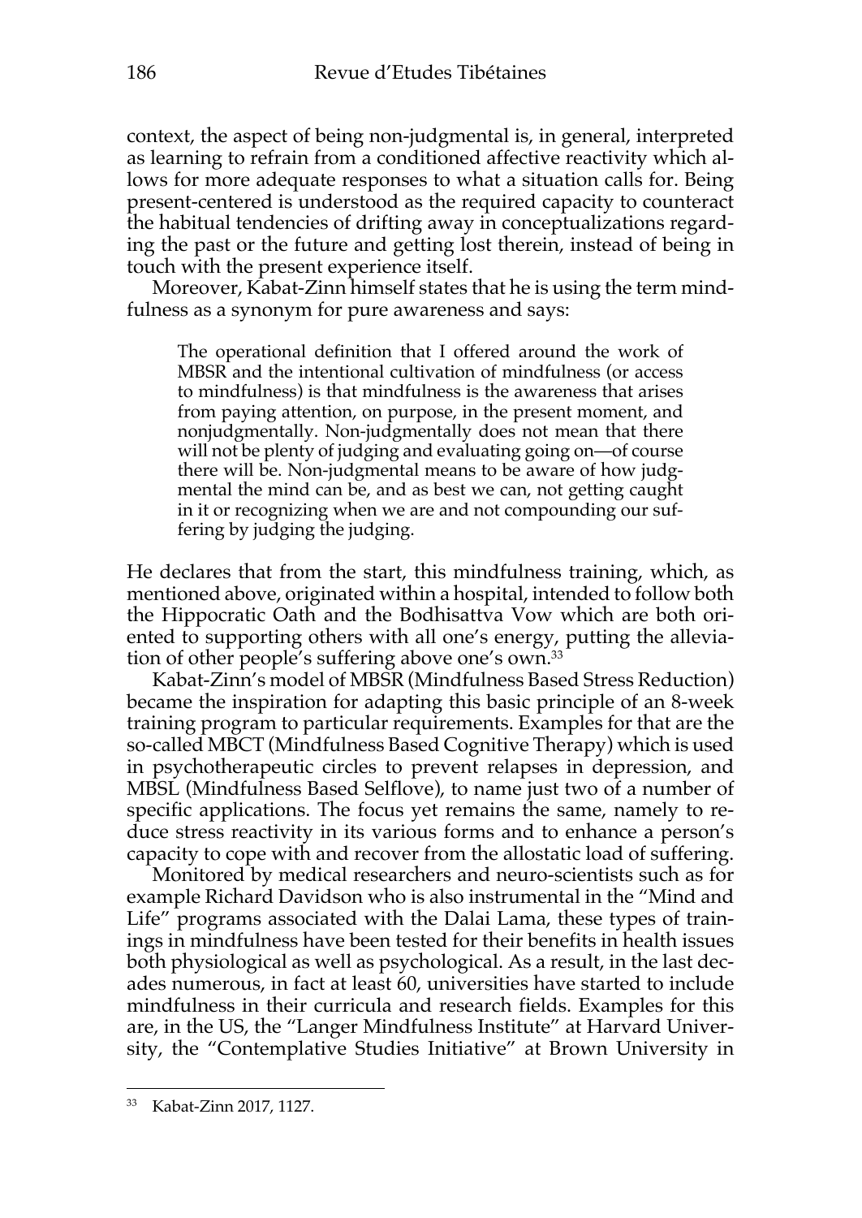context, the aspect of being non-judgmental is, in general, interpreted as learning to refrain from a conditioned affective reactivity which allows for more adequate responses to what a situation calls for. Being present-centered is understood as the required capacity to counteract the habitual tendencies of drifting away in conceptualizations regarding the past or the future and getting lost therein, instead of being in touch with the present experience itself.

Moreover, Kabat-Zinn himself states that he is using the term mindfulness as a synonym for pure awareness and says:

> The operational definition that I offered around the work of MBSR and the intentional cultivation of mindfulness (or access to mindfulness) is that mindfulness is the awareness that arises from paying attention, on purpose, in the present moment, and nonjudgmentally. Non-judgmentally does not mean that there will not be plenty of judging and evaluating going on—of course there will be. Non-judgmental means to be aware of how judgmental the mind can be, and as best we can, not getting caught in it or recognizing when we are and not compounding our suffering by judging the judging.

He declares that from the start, this mindfulness training, which, as mentioned above, originated within a hospital, intended to follow both the Hippocratic Oath and the Bodhisattva Vow which are both oriented to supporting others with all one's energy, putting the alleviation of other people's suffering above one's own.[33]

Kabat-Zinn's model of MBSR (Mindfulness Based Stress Reduction) became the inspiration for adapting this basic principle of an 8-week training program to particular requirements. Examples for that are the so-called MBCT (Mindfulness Based Cognitive Therapy) which is used in psychotherapeutic circles to prevent relapses in depression, and MBSL (Mindfulness Based Selflove), to name just two of a number of specific applications. The focus yet remains the same, namely to reduce stress reactivity in its various forms and to enhance a person's capacity to cope with and recover from the allostatic load of suffering.

Monitored by medical researchers and neuro-scientists such as for example Richard Davidson who is also instrumental in the "Mind and Life" programs associated with the Dalai Lama, these types of trainings in mindfulness have been tested for their benefits in health issues both physiological as well as psychological. As a result, in the last decades numerous, in fact at least 60, universities have started to include mindfulness in their curricula and research fields. Examples for this are, in the US, the "Langer Mindfulness Institute" at Harvard University, the "Contemplative Studies Initiative" at Brown University in

[33] Kabat-Zinn 2017, 1127.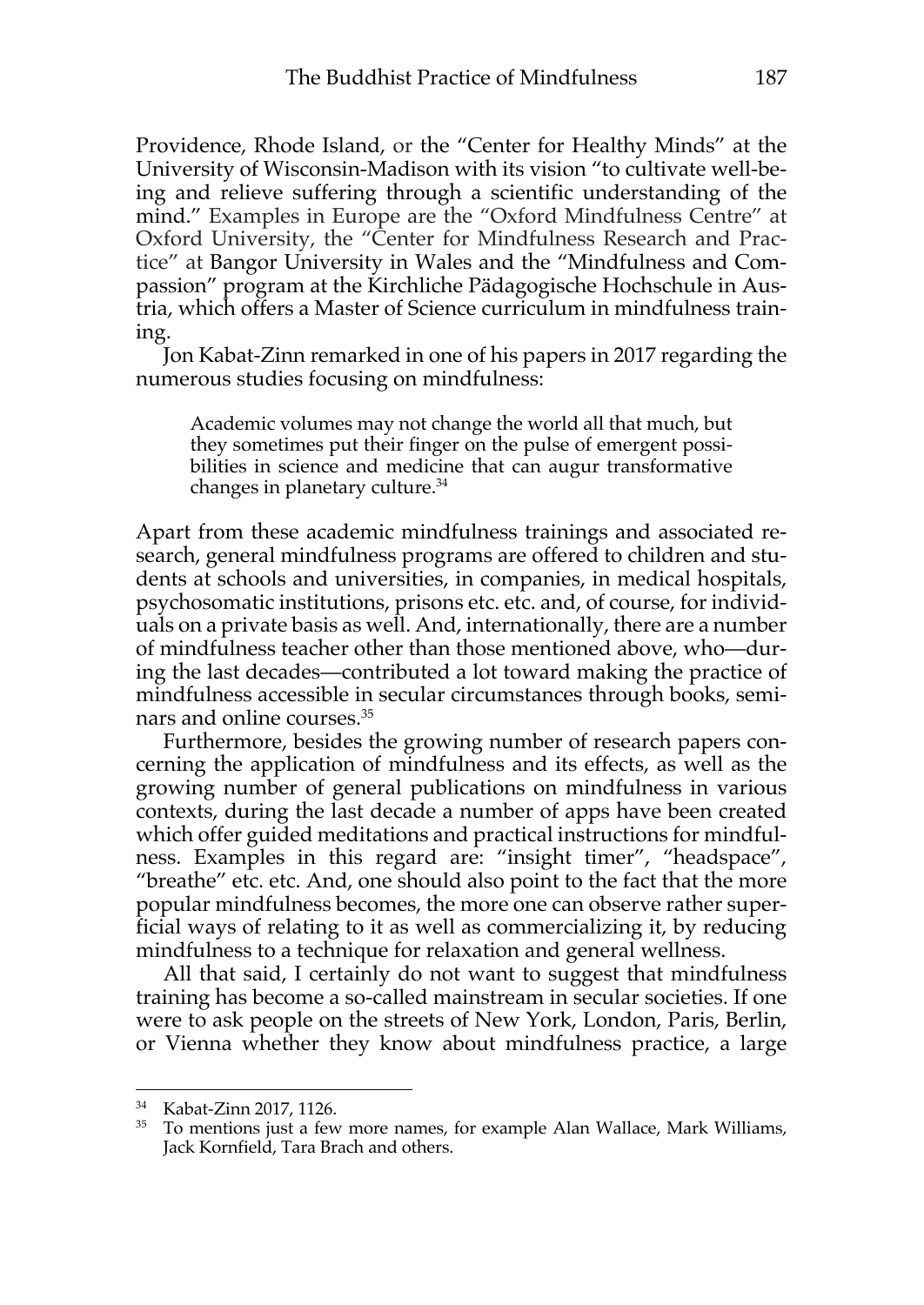Providence, Rhode Island, or the "Center for Healthy Minds" at the University of Wisconsin-Madison with its vision "to cultivate well-being and relieve suffering through a scientific understanding of the mind." Examples in Europe are the "Oxford Mindfulness Centre" at Oxford University, the "Center for Mindfulness Research and Practice" at Bangor University in Wales and the "Mindfulness and Compassion" program at the Kirchliche Pädagogische Hochschule in Austria, which offers a Master of Science curriculum in mindfulness training.

Jon Kabat-Zinn remarked in one of his papers in 2017 regarding the numerous studies focusing on mindfulness:

> Academic volumes may not change the world all that much, but they sometimes put their finger on the pulse of emergent possibilities in science and medicine that can augur transformative changes in planetary culture.[34]

Apart from these academic mindfulness trainings and associated research, general mindfulness programs are offered to children and students at schools and universities, in companies, in medical hospitals, psychosomatic institutions, prisons etc. etc. and, of course, for individuals on a private basis as well. And, internationally, there are a number of mindfulness teacher other than those mentioned above, who—during the last decades—contributed a lot toward making the practice of mindfulness accessible in secular circumstances through books, seminars and online courses.[35]

Furthermore, besides the growing number of research papers concerning the application of mindfulness and its effects, as well as the growing number of general publications on mindfulness in various contexts, during the last decade a number of apps have been created which offer guided meditations and practical instructions for mindfulness. Examples in this regard are: "insight timer", "headspace", "breathe" etc. etc. And, one should also point to the fact that the more popular mindfulness becomes, the more one can observe rather superficial ways of relating to it as well as commercializing it, by reducing mindfulness to a technique for relaxation and general wellness.

All that said, I certainly do not want to suggest that mindfulness training has become a so-called mainstream in secular societies. If one were to ask people on the streets of New York, London, Paris, Berlin, or Vienna whether they know about mindfulness practice, a large

---

[34] Kabat-Zinn 2017, 1126.

[35] To mentions just a few more names, for example Alan Wallace, Mark Williams, Jack Kornfield, Tara Brach and others.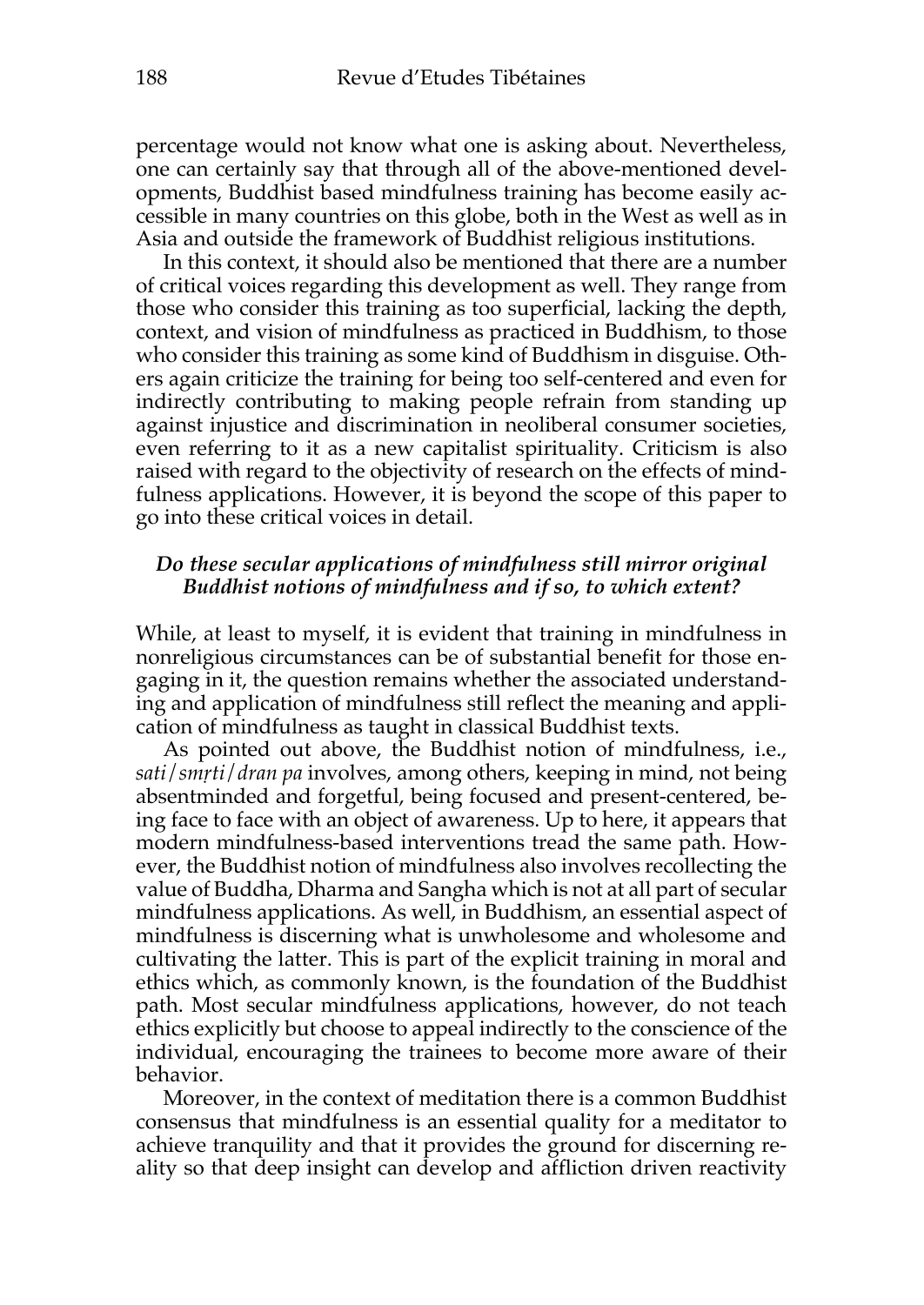percentage would not know what one is asking about. Nevertheless, one can certainly say that through all of the above-mentioned developments, Buddhist based mindfulness training has become easily accessible in many countries on this globe, both in the West as well as in Asia and outside the framework of Buddhist religious institutions.

In this context, it should also be mentioned that there are a number of critical voices regarding this development as well. They range from those who consider this training as too superficial, lacking the depth, context, and vision of mindfulness as practiced in Buddhism, to those who consider this training as some kind of Buddhism in disguise. Others again criticize the training for being too self-centered and even for indirectly contributing to making people refrain from standing up against injustice and discrimination in neoliberal consumer societies, even referring to it as a new capitalist spirituality. Criticism is also raised with regard to the objectivity of research on the effects of mindfulness applications. However, it is beyond the scope of this paper to go into these critical voices in detail.

### *Do these secular applications of mindfulness still mirror original Buddhist notions of mindfulness and if so, to which extent?*

While, at least to myself, it is evident that training in mindfulness in nonreligious circumstances can be of substantial benefit for those engaging in it, the question remains whether the associated understanding and application of mindfulness still reflect the meaning and application of mindfulness as taught in classical Buddhist texts.

As pointed out above, the Buddhist notion of mindfulness, i.e., *sati/smṛti/dran pa* involves, among others, keeping in mind, not being absentminded and forgetful, being focused and present-centered, being face to face with an object of awareness. Up to here, it appears that modern mindfulness-based interventions tread the same path. However, the Buddhist notion of mindfulness also involves recollecting the value of Buddha, Dharma and Sangha which is not at all part of secular mindfulness applications. As well, in Buddhism, an essential aspect of mindfulness is discerning what is unwholesome and wholesome and cultivating the latter. This is part of the explicit training in moral and ethics which, as commonly known, is the foundation of the Buddhist path. Most secular mindfulness applications, however, do not teach ethics explicitly but choose to appeal indirectly to the conscience of the individual, encouraging the trainees to become more aware of their behavior.

Moreover, in the context of meditation there is a common Buddhist consensus that mindfulness is an essential quality for a meditator to achieve tranquility and that it provides the ground for discerning reality so that deep insight can develop and affliction driven reactivity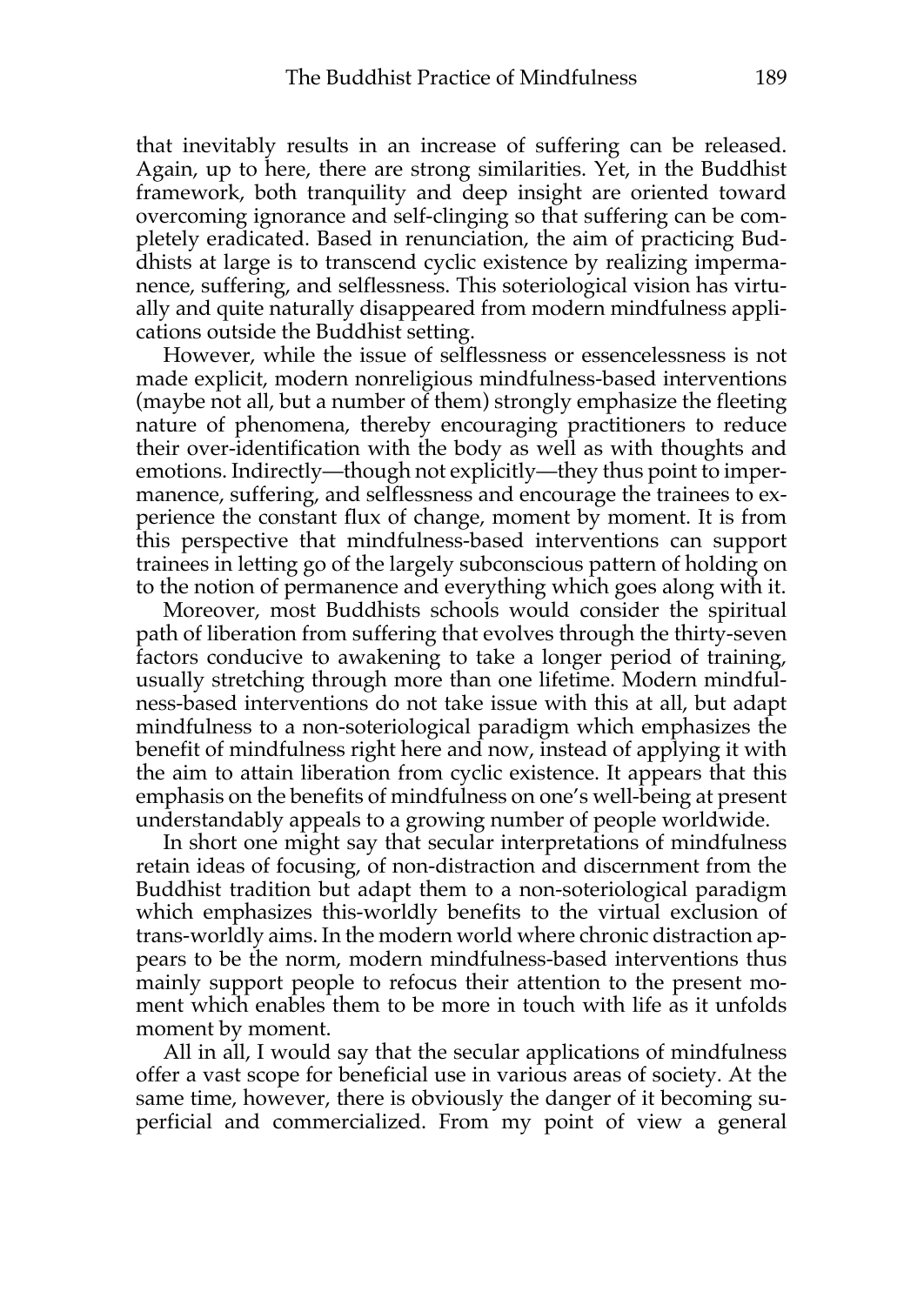that inevitably results in an increase of suffering can be released. Again, up to here, there are strong similarities. Yet, in the Buddhist framework, both tranquility and deep insight are oriented toward overcoming ignorance and self-clinging so that suffering can be completely eradicated. Based in renunciation, the aim of practicing Buddhists at large is to transcend cyclic existence by realizing impermanence, suffering, and selflessness. This soteriological vision has virtually and quite naturally disappeared from modern mindfulness applications outside the Buddhist setting.

However, while the issue of selflessness or essencelessness is not made explicit, modern nonreligious mindfulness-based interventions (maybe not all, but a number of them) strongly emphasize the fleeting nature of phenomena, thereby encouraging practitioners to reduce their over-identification with the body as well as with thoughts and emotions. Indirectly—though not explicitly—they thus point to impermanence, suffering, and selflessness and encourage the trainees to experience the constant flux of change, moment by moment. It is from this perspective that mindfulness-based interventions can support trainees in letting go of the largely subconscious pattern of holding on to the notion of permanence and everything which goes along with it.

Moreover, most Buddhists schools would consider the spiritual path of liberation from suffering that evolves through the thirty-seven factors conducive to awakening to take a longer period of training, usually stretching through more than one lifetime. Modern mindfulness-based interventions do not take issue with this at all, but adapt mindfulness to a non-soteriological paradigm which emphasizes the benefit of mindfulness right here and now, instead of applying it with the aim to attain liberation from cyclic existence. It appears that this emphasis on the benefits of mindfulness on one's well-being at present understandably appeals to a growing number of people worldwide.

In short one might say that secular interpretations of mindfulness retain ideas of focusing, of non-distraction and discernment from the Buddhist tradition but adapt them to a non-soteriological paradigm which emphasizes this-worldly benefits to the virtual exclusion of trans-worldly aims. In the modern world where chronic distraction appears to be the norm, modern mindfulness-based interventions thus mainly support people to refocus their attention to the present moment which enables them to be more in touch with life as it unfolds moment by moment.

All in all, I would say that the secular applications of mindfulness offer a vast scope for beneficial use in various areas of society. At the same time, however, there is obviously the danger of it becoming superficial and commercialized. From my point of view a general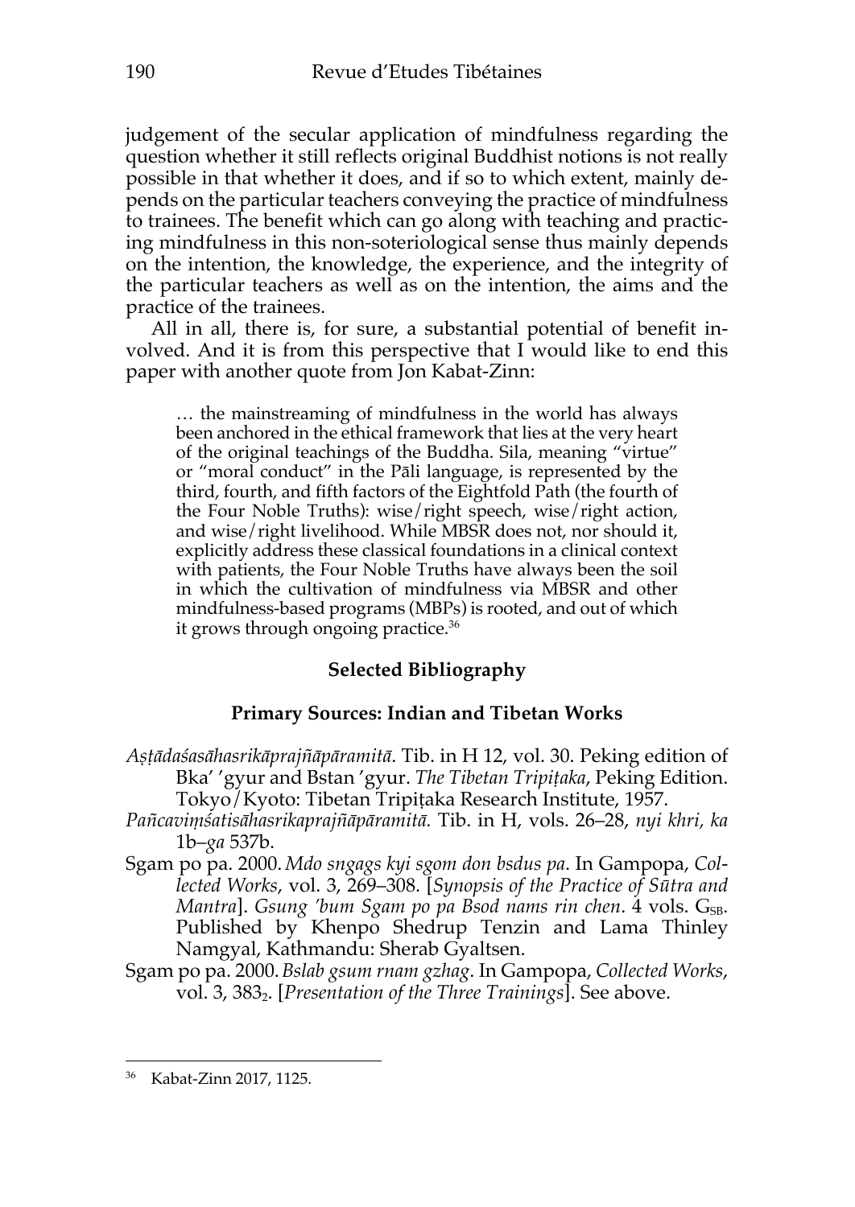judgement of the secular application of mindfulness regarding the question whether it still reflects original Buddhist notions is not really possible in that whether it does, and if so to which extent, mainly depends on the particular teachers conveying the practice of mindfulness to trainees. The benefit which can go along with teaching and practicing mindfulness in this non-soteriological sense thus mainly depends on the intention, the knowledge, the experience, and the integrity of the particular teachers as well as on the intention, the aims and the practice of the trainees.

All in all, there is, for sure, a substantial potential of benefit involved. And it is from this perspective that I would like to end this paper with another quote from Jon Kabat-Zinn:

> … the mainstreaming of mindfulness in the world has always been anchored in the ethical framework that lies at the very heart of the original teachings of the Buddha. Sila, meaning "virtue" or "moral conduct" in the Pāli language, is represented by the third, fourth, and fifth factors of the Eightfold Path (the fourth of the Four Noble Truths): wise/right speech, wise/right action, and wise/right livelihood. While MBSR does not, nor should it, explicitly address these classical foundations in a clinical context with patients, the Four Noble Truths have always been the soil in which the cultivation of mindfulness via MBSR and other mindfulness-based programs (MBPs) is rooted, and out of which it grows through ongoing practice.[36]

## Selected Bibliography

### Primary Sources: Indian and Tibetan Works

*Aṣṭādaśasāhasrikāprajñāpāramitā*. Tib. in H 12, vol. 30. Peking edition of Bka' 'gyur and Bstan 'gyur. *The Tibetan Tripiṭaka*, Peking Edition. Tokyo/Kyoto: Tibetan Tripiṭaka Research Institute, 1957.

*Pañcaviṃśatisāhasrikaprajñāpāramitā.* Tib. in H, vols. 26–28, *nyi khri*, *ka* 1b–*ga* 537b.

Sgam po pa. 2000. *Mdo sngags kyi sgom don bsdus pa*. In Gampopa, *Collected Works*, vol. 3, 269–308. [*Synopsis of the Practice of Sūtra and Mantra*]. *Gsung 'bum Sgam po pa Bsod nams rin chen*. 4 vols. $G_{SB}$. Published by Khenpo Shedrup Tenzin and Lama Thinley Namgyal, Kathmandu: Sherab Gyaltsen.

Sgam po pa. 2000. *Bslab gsum rnam gzhag*. In Gampopa, *Collected Works*, vol. 3, $383_2$. [*Presentation of the Three Trainings*]. See above.

---

[36] Kabat-Zinn 2017, 1125.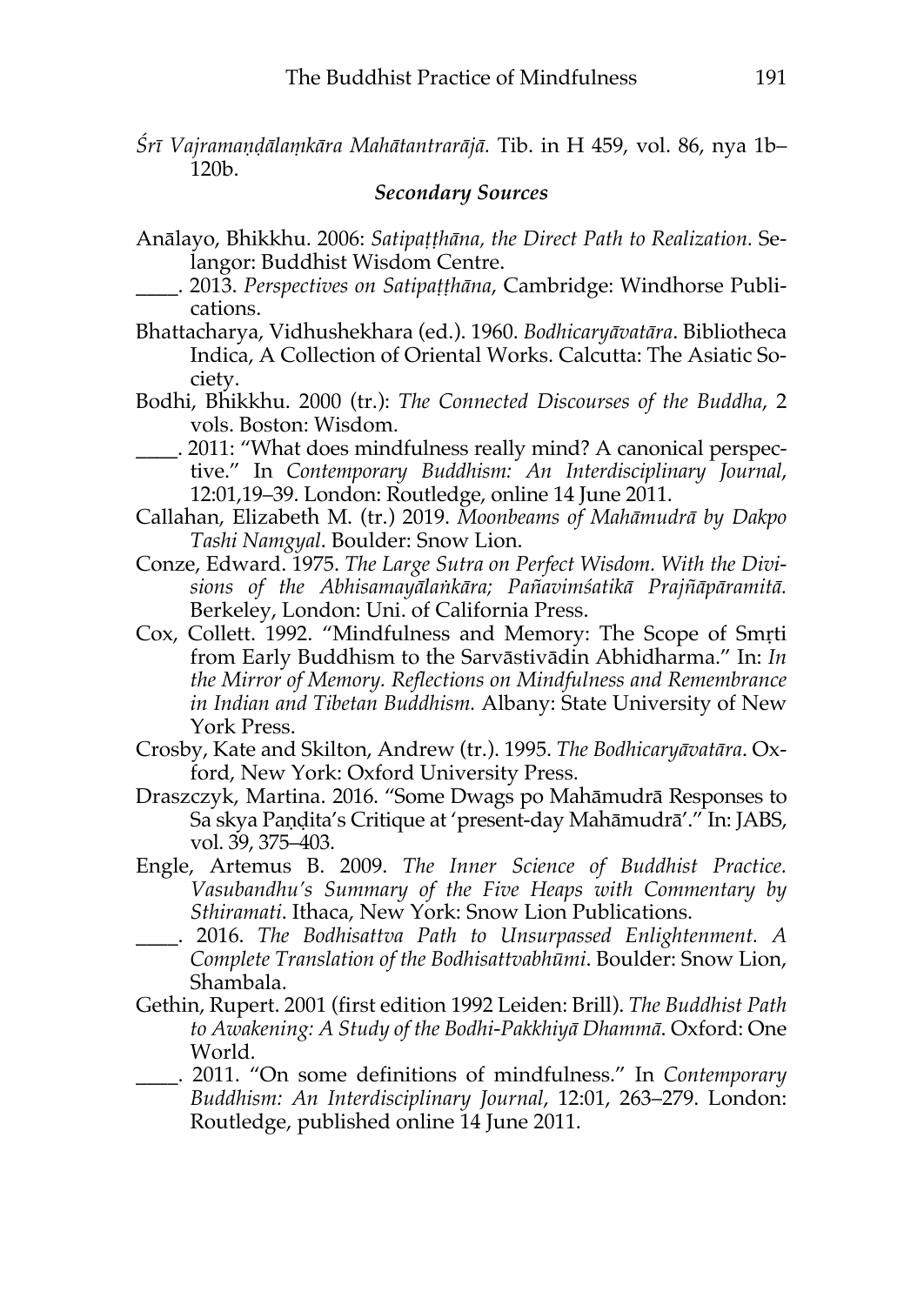*Śrī Vajramaṇḍālaṃkāra Mahātantrarājā.* Tib. in H 459, vol. 86, nya 1b–120b.

### *Secondary Sources*

Anālayo, Bhikkhu. 2006: *Satipaṭṭhāna, the Direct Path to Realization.* Selangor: Buddhist Wisdom Centre.

____. 2013. *Perspectives on Satipaṭṭhāna*, Cambridge: Windhorse Publications.

Bhattacharya, Vidhushekhara (ed.). 1960. *Bodhicaryāvatāra*. Bibliotheca Indica, A Collection of Oriental Works. Calcutta: The Asiatic Society.

Bodhi, Bhikkhu. 2000 (tr.): *The Connected Discourses of the Buddha*, 2 vols. Boston: Wisdom.

____. 2011: "What does mindfulness really mind? A canonical perspective." In *Contemporary Buddhism: An Interdisciplinary Journal*, 12:01,19–39. London: Routledge, online 14 June 2011.

Callahan, Elizabeth M. (tr.) 2019. *Moonbeams of Mahāmudrā by Dakpo Tashi Namgyal*. Boulder: Snow Lion.

Conze, Edward. 1975. *The Large Sutra on Perfect Wisdom. With the Divisions of the Abhisamayālaṅkāra; Pañavimśatikā Prajñāpāramitā.* Berkeley, London: Uni. of California Press.

Cox, Collett. 1992. "Mindfulness and Memory: The Scope of Smṛti from Early Buddhism to the Sarvāstivādin Abhidharma." In: *In the Mirror of Memory. Reflections on Mindfulness and Remembrance in Indian and Tibetan Buddhism.* Albany: State University of New York Press.

Crosby, Kate and Skilton, Andrew (tr.). 1995. *The Bodhicaryāvatāra*. Oxford, New York: Oxford University Press.

Draszczyk, Martina. 2016. "Some Dwags po Mahāmudrā Responses to Sa skya Paṇḍita's Critique at 'present-day Mahāmudrā'." In: JABS, vol. 39, 375–403.

Engle, Artemus B. 2009. *The Inner Science of Buddhist Practice. Vasubandhu's Summary of the Five Heaps with Commentary by Sthiramati*. Ithaca, New York: Snow Lion Publications.

____. 2016. *The Bodhisattva Path to Unsurpassed Enlightenment. A Complete Translation of the Bodhisattvabhūmi*. Boulder: Snow Lion, Shambala.

Gethin, Rupert. 2001 (first edition 1992 Leiden: Brill). *The Buddhist Path to Awakening: A Study of the Bodhi-Pakkhiyā Dhammā*. Oxford: One World.

____. 2011. "On some definitions of mindfulness." In *Contemporary Buddhism: An Interdisciplinary Journal*, 12:01, 263–279. London: Routledge, published online 14 June 2011.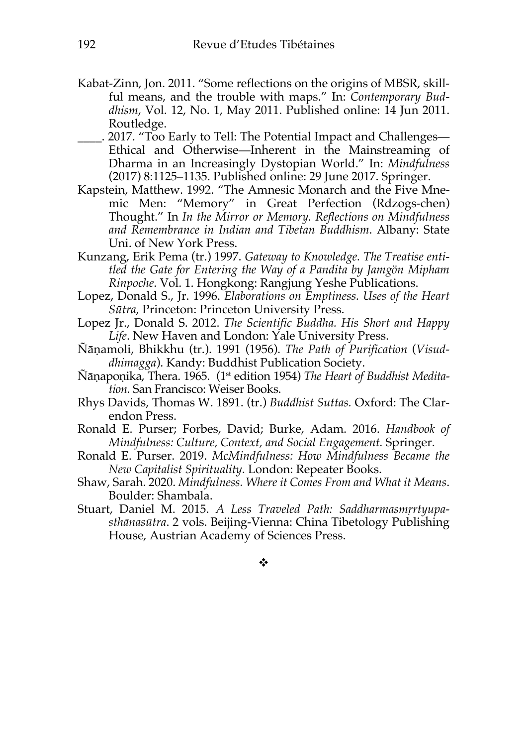Kabat-Zinn, Jon. 2011. "Some reflections on the origins of MBSR, skillful means, and the trouble with maps." In: *Contemporary Buddhism*, Vol. 12, No. 1, May 2011. Published online: 14 Jun 2011. Routledge.

____. 2017. "Too Early to Tell: The Potential Impact and Challenges—Ethical and Otherwise—Inherent in the Mainstreaming of Dharma in an Increasingly Dystopian World." In: *Mindfulness* (2017) 8:1125–1135. Published online: 29 June 2017. Springer.

Kapstein, Matthew. 1992. "The Amnesic Monarch and the Five Mnemic Men: "Memory" in Great Perfection (Rdzogs-chen) Thought." In *In the Mirror or Memory. Reflections on Mindfulness and Remembrance in Indian and Tibetan Buddhism*. Albany: State Uni. of New York Press.

Kunzang, Erik Pema (tr.) 1997. *Gateway to Knowledge. The Treatise entitled the Gate for Entering the Way of a Pandita by Jamgön Mipham Rinpoche*. Vol. 1. Hongkong: Rangjung Yeshe Publications.

Lopez, Donald S., Jr. 1996. *Elaborations on Emptiness. Uses of the Heart Sūtra*, Princeton: Princeton University Press.

Lopez Jr., Donald S. 2012. *The Scientific Buddha. His Short and Happy Life*. New Haven and London: Yale University Press.

Ñāṇamoli, Bhikkhu (tr.). 1991 (1956). *The Path of Purification* (*Visuddhimagga*). Kandy: Buddhist Publication Society.

Ñāṇapoṇika, Thera. 1965. (1st edition 1954) *The Heart of Buddhist Meditation.* San Francisco: Weiser Books.

Rhys Davids, Thomas W. 1891. (tr.) *Buddhist Suttas.* Oxford: The Clarendon Press.

Ronald E. Purser; Forbes, David; Burke, Adam. 2016. *Handbook of Mindfulness: Culture, Context, and Social Engagement.* Springer.

Ronald E. Purser. 2019. *McMindfulness: How Mindfulness Became the New Capitalist Spirituality*. London: Repeater Books.

Shaw, Sarah. 2020. *Mindfulness. Where it Comes From and What it Means*. Boulder: Shambala.

Stuart, Daniel M. 2015. *A Less Traveled Path: Saddharmasmṛrtyupasthānasūtra*. 2 vols. Beijing-Vienna: China Tibetology Publishing House, Austrian Academy of Sciences Press.

❖